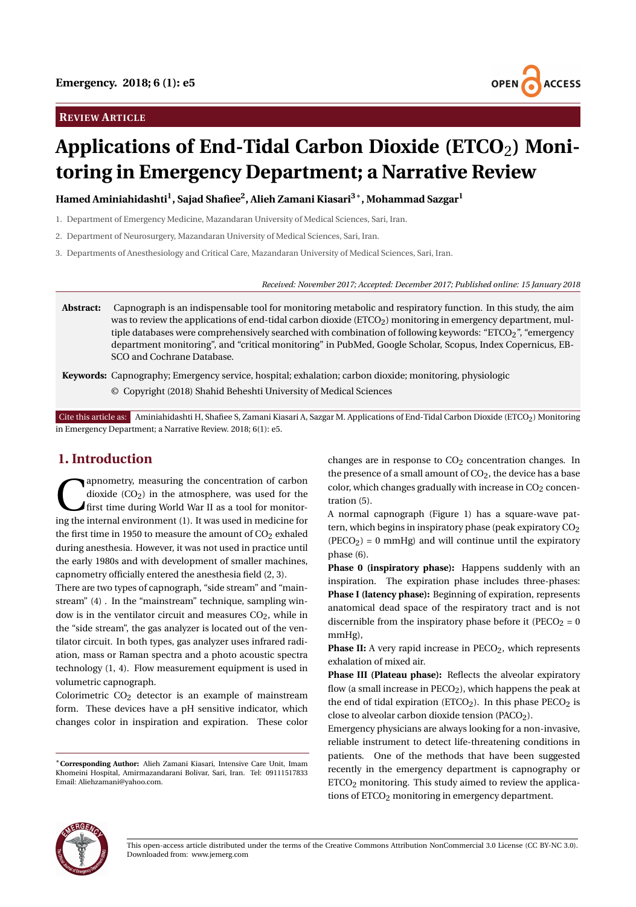**Review Article**

# Applications of End-Tidal Carbon Dioxide ($ETCO_2$) Monitoring in Emergency Department; a Narrative Review

**Hamed Aminiahidashti[1], Sajad Shafiee[2], Alieh Zamani Kiasari[3]*, Mohammad Sazgar[1]**

1. Department of Emergency Medicine, Mazandaran University of Medical Sciences, Sari, Iran.
2. Department of Neurosurgery, Mazandaran University of Medical Sciences, Sari, Iran.
3. Departments of Anesthesiology and Critical Care, Mazandaran University of Medical Sciences, Sari, Iran.

*Received: November 2017; Accepted: December 2017; Published online: 15 January 2018*

**Abstract:** Capnograph is an indispensable tool for monitoring metabolic and respiratory function. In this study, the aim was to review the applications of end-tidal carbon dioxide ($ETCO_2$) monitoring in emergency department, multiple databases were comprehensively searched with combination of following keywords: "$ETCO_2$", "emergency department monitoring", and "critical monitoring" in PubMed, Google Scholar, Scopus, Index Copernicus, EBSCO and Cochrane Database.

**Keywords:** Capnography; Emergency service, hospital; exhalation; carbon dioxide; monitoring, physiologic

© Copyright (2018) Shahid Beheshti University of Medical Sciences

Cite this article as: Aminiahidashti H, Shafiee S, Zamani Kiasari A, Sazgar M. Applications of End-Tidal Carbon Dioxide ($ETCO_2$) Monitoring in Emergency Department; a Narrative Review. 2018; 6(1): e5.

## 1. Introduction

Capnometry, measuring the concentration of carbon dioxide ($CO_2$) in the atmosphere, was used for the first time during World War II as a tool for monitoring the internal environment (1). It was used in medicine for the first time in 1950 to measure the amount of $CO_2$ exhaled during anesthesia. However, it was not used in practice until the early 1980s and with development of smaller machines, capnometry officially entered the anesthesia field (2, 3).

There are two types of capnograph, "side stream" and "mainstream" (4) . In the "mainstream" technique, sampling window is in the ventilator circuit and measures $CO_2$, while in the "side stream", the gas analyzer is located out of the ventilator circuit. In both types, gas analyzer uses infrared radiation, mass or Raman spectra and a photo acoustic spectra technology (1, 4). Flow measurement equipment is used in volumetric capnograph.

Colorimetric $CO_2$ detector is an example of mainstream form. These devices have a pH sensitive indicator, which changes color in inspiration and expiration. These color changes are in response to $CO_2$ concentration changes. In the presence of a small amount of $CO_2$, the device has a base color, which changes gradually with increase in $CO_2$ concentration (5).

A normal capnograph (Figure 1) has a square-wave pattern, which begins in inspiratory phase (peak expiratory $CO_2$ ($PECO_2$) = 0 mmHg) and will continue until the expiratory phase (6).

**Phase 0 (inspiratory phase):** Happens suddenly with an inspiration. The expiration phase includes three-phases:

**Phase I (latency phase):** Beginning of expiration, represents anatomical dead space of the respiratory tract and is not discernible from the inspiratory phase before it ($PECO_2$ = 0 mmHg),

**Phase II:** A very rapid increase in $PECO_2$, which represents exhalation of mixed air.

**Phase III (Plateau phase):** Reflects the alveolar expiratory flow (a small increase in $PECO_2$), which happens the peak at the end of tidal expiration ($ETCO_2$). In this phase $PECO_2$ is close to alveolar carbon dioxide tension ($PACO_2$).

Emergency physicians are always looking for a non-invasive, reliable instrument to detect life-threatening conditions in patients. One of the methods that have been suggested recently in the emergency department is capnography or $ETCO_2$ monitoring. This study aimed to review the applications of $ETCO_2$ monitoring in emergency department.

*Corresponding Author: Alieh Zamani Kiasari, Intensive Care Unit, Imam Khomeini Hospital, Amirmazandarani Bolivar, Sari, Iran. Tel: 09111517833 Email: Aliehzamani@yahoo.com.

This open-access article distributed under the terms of the Creative Commons Attribution NonCommercial 3.0 License (CC BY-NC 3.0). Downloaded from: www.jemerg.com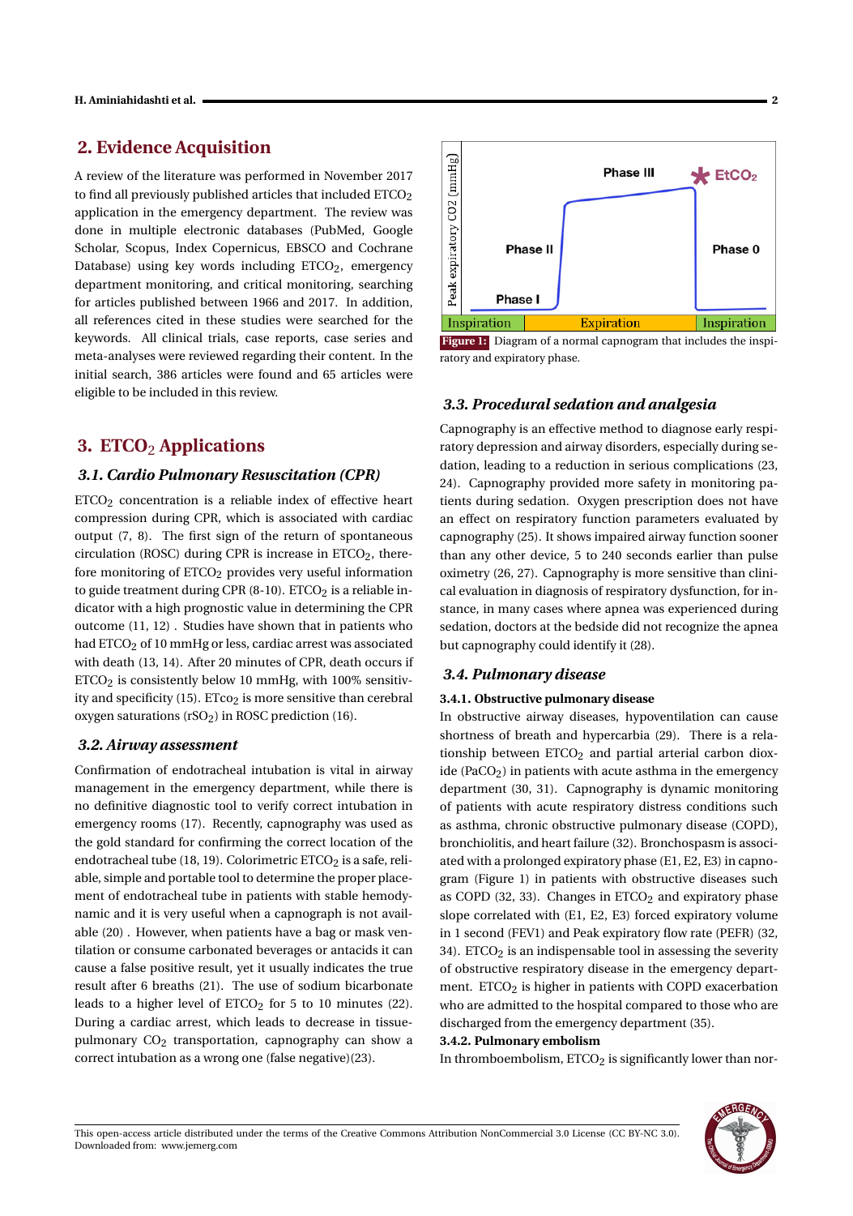## 2. Evidence Acquisition

A review of the literature was performed in November 2017 to find all previously published articles that included $ETCO_2$ application in the emergency department. The review was done in multiple electronic databases (PubMed, Google Scholar, Scopus, Index Copernicus, EBSCO and Cochrane Database) using key words including $ETCO_2$, emergency department monitoring, and critical monitoring, searching for articles published between 1966 and 2017. In addition, all references cited in these studies were searched for the keywords. All clinical trials, case reports, case series and meta-analyses were reviewed regarding their content. In the initial search, 386 articles were found and 65 articles were eligible to be included in this review.

## 3. $ETCO_2$ Applications

### 3.1. Cardio Pulmonary Resuscitation (CPR)

$ETCO_2$ concentration is a reliable index of effective heart compression during CPR, which is associated with cardiac output (7, 8). The first sign of the return of spontaneous circulation (ROSC) during CPR is increase in $ETCO_2$, therefore monitoring of $ETCO_2$ provides very useful information to guide treatment during CPR (8-10). $ETCO_2$ is a reliable indicator with a high prognostic value in determining the CPR outcome (11, 12) . Studies have shown that in patients who had $ETCO_2$ of 10 mmHg or less, cardiac arrest was associated with death (13, 14). After 20 minutes of CPR, death occurs if $ETCO_2$ is consistently below 10 mmHg, with 100% sensitivity and specificity (15). $ETco_2$ is more sensitive than cerebral oxygen saturations ($rSO_2$) in ROSC prediction (16).

### 3.2. Airway assessment

Confirmation of endotracheal intubation is vital in airway management in the emergency department, while there is no definitive diagnostic tool to verify correct intubation in emergency rooms (17). Recently, capnography was used as the gold standard for confirming the correct location of the endotracheal tube (18, 19). Colorimetric $ETCO_2$ is a safe, reliable, simple and portable tool to determine the proper placement of endotracheal tube in patients with stable hemodynamic and it is very useful when a capnograph is not available (20) . However, when patients have a bag or mask ventilation or consume carbonated beverages or antacids it can cause a false positive result, yet it usually indicates the true result after 6 breaths (21). The use of sodium bicarbonate leads to a higher level of $ETCO_2$ for 5 to 10 minutes (22). During a cardiac arrest, which leads to decrease in tissue-pulmonary $CO_2$ transportation, capnography can show a correct intubation as a wrong one (false negative)(23).

**Figure 1:** Diagram of a normal capnogram that includes the inspiratory and expiratory phase.

### 3.3. Procedural sedation and analgesia

Capnography is an effective method to diagnose early respiratory depression and airway disorders, especially during sedation, leading to a reduction in serious complications (23, 24). Capnography provided more safety in monitoring patients during sedation. Oxygen prescription does not have an effect on respiratory function parameters evaluated by capnography (25). It shows impaired airway function sooner than any other device, 5 to 240 seconds earlier than pulse oximetry (26, 27). Capnography is more sensitive than clinical evaluation in diagnosis of respiratory dysfunction, for instance, in many cases where apnea was experienced during sedation, doctors at the bedside did not recognize the apnea but capnography could identify it (28).

### 3.4. Pulmonary disease

#### 3.4.1. Obstructive pulmonary disease

In obstructive airway diseases, hypoventilation can cause shortness of breath and hypercarbia (29). There is a relationship between $ETCO_2$ and partial arterial carbon dioxide ($PaCO_2$) in patients with acute asthma in the emergency department (30, 31). Capnography is dynamic monitoring of patients with acute respiratory distress conditions such as asthma, chronic obstructive pulmonary disease (COPD), bronchiolitis, and heart failure (32). Bronchospasm is associated with a prolonged expiratory phase (E1, E2, E3) in capnogram (Figure 1) in patients with obstructive diseases such as COPD (32, 33). Changes in $ETCO_2$ and expiratory phase slope correlated with (E1, E2, E3) forced expiratory volume in 1 second (FEV1) and Peak expiratory flow rate (PEFR) (32, 34). $ETCO_2$ is an indispensable tool in assessing the severity of obstructive respiratory disease in the emergency department. $ETCO_2$ is higher in patients with COPD exacerbation who are admitted to the hospital compared to those who are discharged from the emergency department (35).

#### 3.4.2. Pulmonary embolism

In thromboembolism, $ETCO_2$ is significantly lower than nor-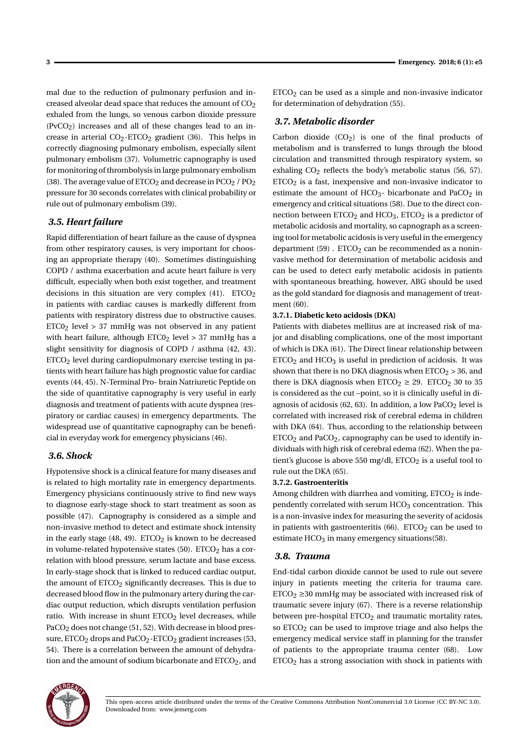mal due to the reduction of pulmonary perfusion and increased alveolar dead space that reduces the amount of $CO_2$ exhaled from the lungs, so venous carbon dioxide pressure ($PvCO_2$) increases and all of these changes lead to an increase in arterial $CO_2$-$ETCO_2$ gradient (36). This helps in correctly diagnosing pulmonary embolism, especially silent pulmonary embolism (37). Volumetric capnography is used for monitoring of thrombolysis in large pulmonary embolism (38). The average value of $ETCO_2$ and decrease in $PCO_2$ / $PO_2$ pressure for 30 seconds correlates with clinical probability or rule out of pulmonary embolism (39).

### 3.5. Heart failure

Rapid differentiation of heart failure as the cause of dyspnea from other respiratory causes, is very important for choosing an appropriate therapy (40). Sometimes distinguishing COPD / asthma exacerbation and acute heart failure is very difficult, especially when both exist together, and treatment decisions in this situation are very complex (41). $ETCO_2$ in patients with cardiac causes is markedly different from patients with respiratory distress due to obstructive causes. $ETC0_2$ level > 37 mmHg was not observed in any patient with heart failure, although $ETC0_2$ level > 37 mmHg has a slight sensitivity for diagnosis of COPD / asthma (42, 43). $ETCO_2$ level during cardiopulmonary exercise testing in patients with heart failure has high prognostic value for cardiac events (44, 45). N-Terminal Pro- brain Natriuretic Peptide on the side of quantitative capnography is very useful in early diagnosis and treatment of patients with acute dyspnea (respiratory or cardiac causes) in emergency departments. The widespread use of quantitative capnography can be beneficial in everyday work for emergency physicians (46).

### 3.6. Shock

Hypotensive shock is a clinical feature for many diseases and is related to high mortality rate in emergency departments. Emergency physicians continuously strive to find new ways to diagnose early-stage shock to start treatment as soon as possible (47). Capnography is considered as a simple and non-invasive method to detect and estimate shock intensity in the early stage (48, 49). $ETCO_2$ is known to be decreased in volume-related hypotensive states (50). $ETCO_2$ has a correlation with blood pressure, serum lactate and base excess. In early-stage shock that is linked to reduced cardiac output, the amount of $ETCO_2$ significantly decreases. This is due to decreased blood flow in the pulmonary artery during the cardiac output reduction, which disrupts ventilation perfusion ratio. With increase in shunt $ETCO_2$ level decreases, while $PaCO_2$ does not change (51, 52). With decrease in blood pressure, $ETCO_2$ drops and $PaCO_2$-$ETCO_2$ gradient increases (53, 54). There is a correlation between the amount of dehydration and the amount of sodium bicarbonate and $ETCO_2$, and $ETCO_2$ can be used as a simple and non-invasive indicator for determination of dehydration (55).

### 3.7. Metabolic disorder

Carbon dioxide ($CO_2$) is one of the final products of metabolism and is transferred to lungs through the blood circulation and transmitted through respiratory system, so exhaling $CO_2$ reflects the body's metabolic status (56, 57). $ETCO_2$ is a fast, inexpensive and non-invasive indicator to estimate the amount of $HCO_3$- bicarbonate and $PaCO_2$ in emergency and critical situations (58). Due to the direct connection between $ETCO_2$ and $HCO_3$, $ETCO_2$ is a predictor of metabolic acidosis and mortality, so capnograph as a screening tool for metabolic acidosis is very useful in the emergency department (59) . $ETCO_2$ can be recommended as a noninvasive method for determination of metabolic acidosis and can be used to detect early metabolic acidosis in patients with spontaneous breathing, however, ABG should be used as the gold standard for diagnosis and management of treatment (60).

#### 3.7.1. Diabetic keto acidosis (DKA)

Patients with diabetes mellitus are at increased risk of major and disabling complications, one of the most important of which is DKA (61). The Direct linear relationship between $ETCO_2$ and $HCO_3$ is useful in prediction of acidosis. It was shown that there is no DKA diagnosis when $ETCO_2 > 36$, and there is DKA diagnosis when $ETCO_2 \geq 29$. $ETCO_2$ 30 to 35 is considered as the cut –point, so it is clinically useful in diagnosis of acidosis (62, 63). In addition, a low $PaCO_2$ level is correlated with increased risk of cerebral edema in children with DKA (64). Thus, according to the relationship between $ETCO_2$ and $PaCO_2$, capnography can be used to identify individuals with high risk of cerebral edema (62). When the patient's glucose is above 550 mg/dl, $ETCO_2$ is a useful tool to rule out the DKA (65).

#### 3.7.2. Gastroenteritis

Among children with diarrhea and vomiting, $ETCO_2$ is independently correlated with serum $HCO_3$ concentration. This is a non-invasive index for measuring the severity of acidosis in patients with gastroenteritis (66). $ETCO_2$ can be used to estimate $HCO_3$ in many emergency situations(58).

### 3.8. Trauma

End-tidal carbon dioxide cannot be used to rule out severe injury in patients meeting the criteria for trauma care. $ETCO_2 \geq 30$ mmHg may be associated with increased risk of traumatic severe injury (67). There is a reverse relationship between pre-hospital $ETCO_2$ and traumatic mortality rates, so $ETCO_2$ can be used to improve triage and also helps the emergency medical service staff in planning for the transfer of patients to the appropriate trauma center (68). Low $ETCO_2$ has a strong association with shock in patients with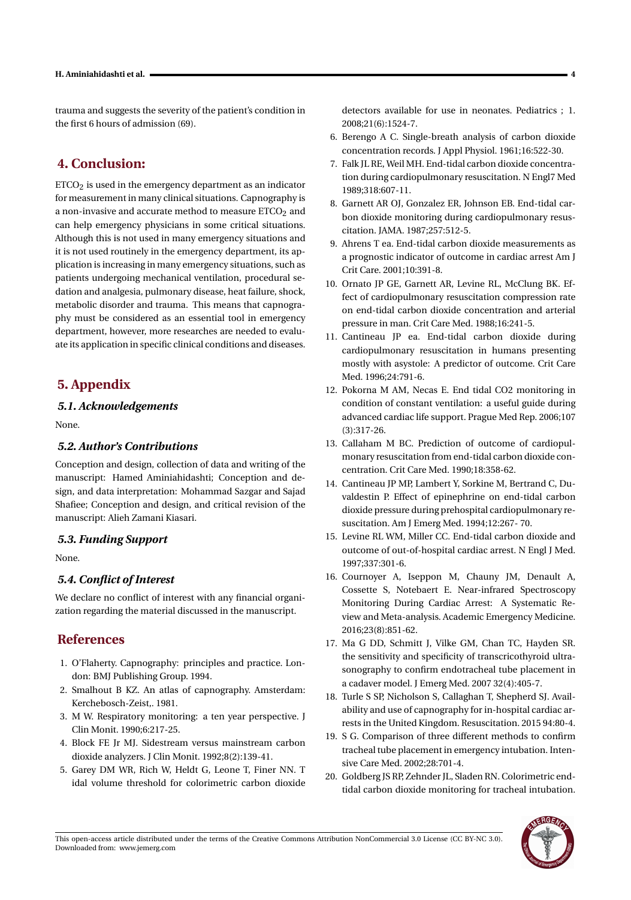trauma and suggests the severity of the patient's condition in the first 6 hours of admission (69).

## 4. Conclusion:

$ETCO_2$ is used in the emergency department as an indicator for measurement in many clinical situations. Capnography is a non-invasive and accurate method to measure $ETCO_2$ and can help emergency physicians in some critical situations. Although this is not used in many emergency situations and it is not used routinely in the emergency department, its application is increasing in many emergency situations, such as patients undergoing mechanical ventilation, procedural sedation and analgesia, pulmonary disease, heat failure, shock, metabolic disorder and trauma. This means that capnography must be considered as an essential tool in emergency department, however, more researches are needed to evaluate its application in specific clinical conditions and diseases.

## 5. Appendix

### 5.1. Acknowledgements

None.

### 5.2. Author's Contributions

Conception and design, collection of data and writing of the manuscript: Hamed Aminiahidashti; Conception and design, and data interpretation: Mohammad Sazgar and Sajad Shafiee; Conception and design, and critical revision of the manuscript: Alieh Zamani Kiasari.

### 5.3. Funding Support

None.

### 5.4. Conflict of Interest

We declare no conflict of interest with any financial organization regarding the material discussed in the manuscript.

## References

1. O'Flaherty. Capnography: principles and practice. London: BMJ Publishing Group. 1994.
2. Smalhout B KZ. An atlas of capnography. Amsterdam: Kerchebosch-Zeist,. 1981.
3. M W. Respiratory monitoring: a ten year perspective. J Clin Monit. 1990;6:217-25.
4. Block FE Jr MJ. Sidestream versus mainstream carbon dioxide analyzers. J Clin Monit. 1992;8(2):139-41.
5. Garey DM WR, Rich W, Heldt G, Leone T, Finer NN. T idal volume threshold for colorimetric carbon dioxide detectors available for use in neonates. Pediatrics ; 1. 2008;21(6):1524-7.
6. Berengo A C. Single-breath analysis of carbon dioxide concentration records. J Appl Physiol. 1961;16:522-30.
7. Falk JL RE, Weil MH. End-tidal carbon dioxide concentration during cardiopulmonary resuscitation. N Engl7 Med 1989;318:607-11.
8. Garnett AR OJ, Gonzalez ER, Johnson EB. End-tidal carbon dioxide monitoring during cardiopulmonary resuscitation. JAMA. 1987;257:512-5.
9. Ahrens T ea. End-tidal carbon dioxide measurements as a prognostic indicator of outcome in cardiac arrest Am J Crit Care. 2001;10:391-8.
10. Ornato JP GE, Garnett AR, Levine RL, McClung BK. Effect of cardiopulmonary resuscitation compression rate on end-tidal carbon dioxide concentration and arterial pressure in man. Crit Care Med. 1988;16:241-5.
11. Cantineau JP ea. End-tidal carbon dioxide during cardiopulmonary resuscitation in humans presenting mostly with asystole: A predictor of outcome. Crit Care Med. 1996;24:791-6.
12. Pokorna M AM, Necas E. End tidal CO2 monitoring in condition of constant ventilation: a useful guide during advanced cardiac life support. Prague Med Rep. 2006;107 (3):317-26.
13. Callaham M BC. Prediction of outcome of cardiopulmonary resuscitation from end-tidal carbon dioxide concentration. Crit Care Med. 1990;18:358-62.
14. Cantineau JP MP, Lambert Y, Sorkine M, Bertrand C, Duvaldestin P. Effect of epinephrine on end-tidal carbon dioxide pressure during prehospital cardiopulmonary resuscitation. Am J Emerg Med. 1994;12:267- 70.
15. Levine RL WM, Miller CC. End-tidal carbon dioxide and outcome of out-of-hospital cardiac arrest. N Engl J Med. 1997;337:301-6.
16. Cournoyer A, Iseppon M, Chauny JM, Denault A, Cossette S, Notebaert E. Near-infrared Spectroscopy Monitoring During Cardiac Arrest: A Systematic Review and Meta-analysis. Academic Emergency Medicine. 2016;23(8):851-62.
17. Ma G DD, Schmitt J, Vilke GM, Chan TC, Hayden SR. the sensitivity and specificity of transcricothyroid ultrasonography to confirm endotracheal tube placement in a cadaver model. J Emerg Med. 2007 32(4):405-7.
18. Turle S SP, Nicholson S, Callaghan T, Shepherd SJ. Availability and use of capnography for in-hospital cardiac arrests in the United Kingdom. Resuscitation. 2015 94:80-4.
19. S G. Comparison of three different methods to confirm tracheal tube placement in emergency intubation. Intensive Care Med. 2002;28:701-4.
20. Goldberg JS RP, Zehnder JL, Sladen RN. Colorimetric end-tidal carbon dioxide monitoring for tracheal intubation.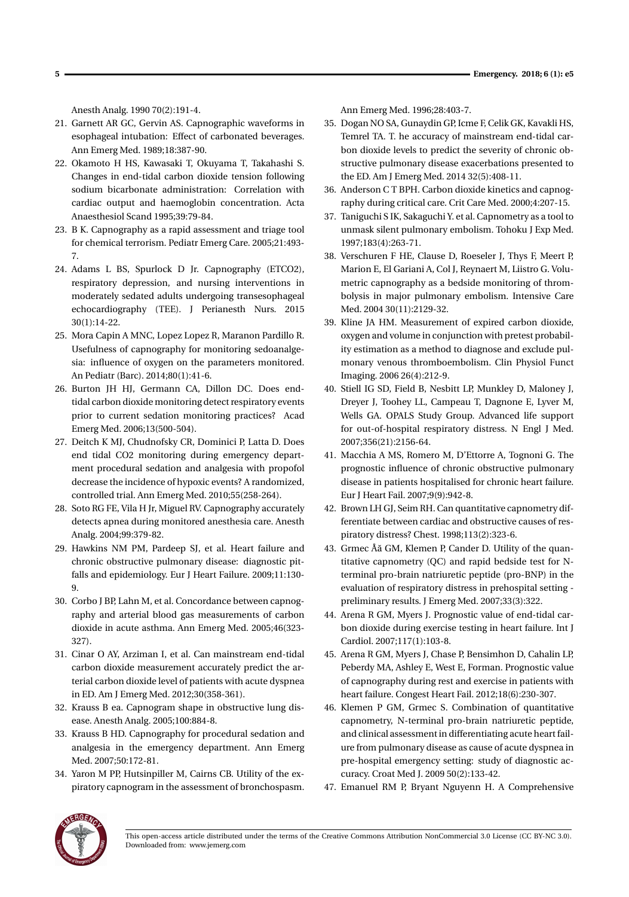Anesth Analg. 1990 70(2):191-4.

21. Garnett AR GC, Gervin AS. Capnographic waveforms in esophageal intubation: Effect of carbonated beverages. Ann Emerg Med. 1989;18:387-90.
22. Okamoto H HS, Kawasaki T, Okuyama T, Takahashi S. Changes in end-tidal carbon dioxide tension following sodium bicarbonate administration: Correlation with cardiac output and haemoglobin concentration. Acta Anaesthesiol Scand 1995;39:79-84.
23. B K. Capnography as a rapid assessment and triage tool for chemical terrorism. Pediatr Emerg Care. 2005;21:493-7.
24. Adams L BS, Spurlock D Jr. Capnography (ETCO2), respiratory depression, and nursing interventions in moderately sedated adults undergoing transesophageal echocardiography (TEE). J Perianesth Nurs. 2015 30(1):14-22.
25. Mora Capin A MNC, Lopez Lopez R, Maranon Pardillo R. Usefulness of capnography for monitoring sedoanalgesia: influence of oxygen on the parameters monitored. An Pediatr (Barc). 2014;80(1):41-6.
26. Burton JH HJ, Germann CA, Dillon DC. Does end-tidal carbon dioxide monitoring detect respiratory events prior to current sedation monitoring practices? Acad Emerg Med. 2006;13(500-504).
27. Deitch K MJ, Chudnofsky CR, Dominici P, Latta D. Does end tidal CO2 monitoring during emergency department procedural sedation and analgesia with propofol decrease the incidence of hypoxic events? A randomized, controlled trial. Ann Emerg Med. 2010;55(258-264).
28. Soto RG FE, Vila H Jr, Miguel RV. Capnography accurately detects apnea during monitored anesthesia care. Anesth Analg. 2004;99:379-82.
29. Hawkins NM PM, Pardeep SJ, et al. Heart failure and chronic obstructive pulmonary disease: diagnostic pitfalls and epidemiology. Eur J Heart Failure. 2009;11:130-9.
30. Corbo J BP, Lahn M, et al. Concordance between capnography and arterial blood gas measurements of carbon dioxide in acute asthma. Ann Emerg Med. 2005;46(323-327).
31. Cinar O AY, Arziman I, et al. Can mainstream end-tidal carbon dioxide measurement accurately predict the arterial carbon dioxide level of patients with acute dyspnea in ED. Am J Emerg Med. 2012;30(358-361).
32. Krauss B ea. Capnogram shape in obstructive lung disease. Anesth Analg. 2005;100:884-8.
33. Krauss B HD. Capnography for procedural sedation and analgesia in the emergency department. Ann Emerg Med. 2007;50:172-81.
34. Yaron M PP, Hutsinpiller M, Cairns CB. Utility of the expiratory capnogram in the assessment of bronchospasm. Ann Emerg Med. 1996;28:403-7.
35. Dogan NO SA, Gunaydin GP, Icme F, Celik GK, Kavakli HS, Temrel TA. T. he accuracy of mainstream end-tidal carbon dioxide levels to predict the severity of chronic obstructive pulmonary disease exacerbations presented to the ED. Am J Emerg Med. 2014 32(5):408-11.
36. Anderson C T BPH. Carbon dioxide kinetics and capnography during critical care. Crit Care Med. 2000;4:207-15.
37. Taniguchi S IK, Sakaguchi Y. et al. Capnometry as a tool to unmask silent pulmonary embolism. Tohoku J Exp Med. 1997;183(4):263-71.
38. Verschuren F HE, Clause D, Roeseler J, Thys F, Meert P, Marion E, El Gariani A, Col J, Reynaert M, Liistro G. Volumetric capnography as a bedside monitoring of thrombolysis in major pulmonary embolism. Intensive Care Med. 2004 30(11):2129-32.
39. Kline JA HM. Measurement of expired carbon dioxide, oxygen and volume in conjunction with pretest probability estimation as a method to diagnose and exclude pulmonary venous thromboembolism. Clin Physiol Funct Imaging. 2006 26(4):212-9.
40. Stiell IG SD, Field B, Nesbitt LP, Munkley D, Maloney J, Dreyer J, Toohey LL, Campeau T, Dagnone E, Lyver M, Wells GA. OPALS Study Group. Advanced life support for out-of-hospital respiratory distress. N Engl J Med. 2007;356(21):2156-64.
41. Macchia A MS, Romero M, D'Ettorre A, Tognoni G. The prognostic influence of chronic obstructive pulmonary disease in patients hospitalised for chronic heart failure. Eur J Heart Fail. 2007;9(9):942-8.
42. Brown LH GJ, Seim RH. Can quantitative capnometry differentiate between cardiac and obstructive causes of respiratory distress? Chest. 1998;113(2):323-6.
43. Grmec Åă GM, Klemen P, Cander D. Utility of the quantitative capnometry (QC) and rapid bedside test for N-terminal pro-brain natriuretic peptide (pro-BNP) in the evaluation of respiratory distress in prehospital setting - preliminary results. J Emerg Med. 2007;33(3):322.
44. Arena R GM, Myers J. Prognostic value of end-tidal carbon dioxide during exercise testing in heart failure. Int J Cardiol. 2007;117(1):103-8.
45. Arena R GM, Myers J, Chase P, Bensimhon D, Cahalin LP, Peberdy MA, Ashley E, West E, Forman. Prognostic value of capnography during rest and exercise in patients with heart failure. Congest Heart Fail. 2012;18(6):230-307.
46. Klemen P GM, Grmec S. Combination of quantitative capnometry, N-terminal pro-brain natriuretic peptide, and clinical assessment in differentiating acute heart failure from pulmonary disease as cause of acute dyspnea in pre-hospital emergency setting: study of diagnostic accuracy. Croat Med J. 2009 50(2):133-42.
47. Emanuel RM P, Bryant Nguyenn H. A Comprehensive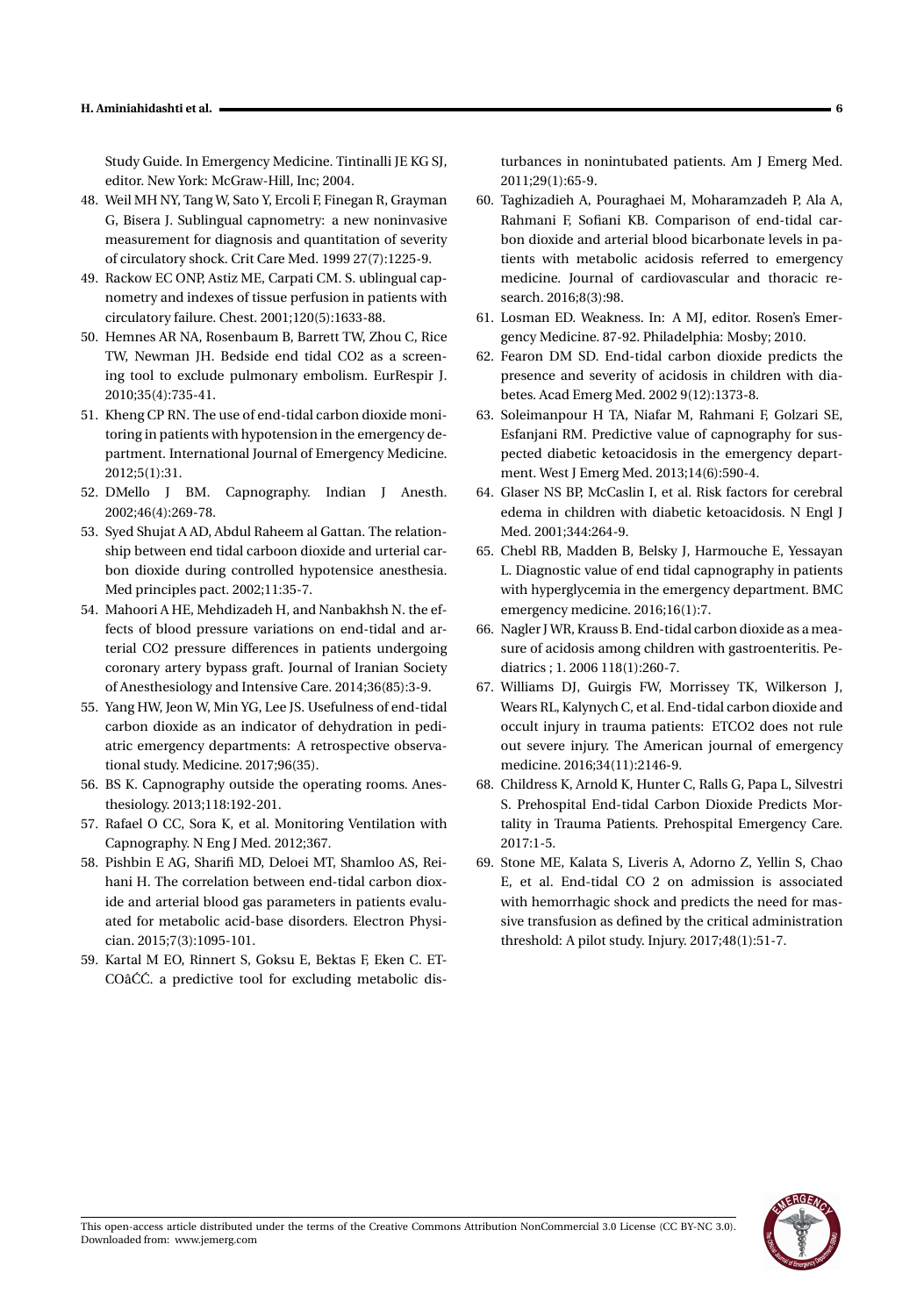Study Guide. In Emergency Medicine. Tintinalli JE KG SJ, editor. New York: McGraw-Hill, Inc; 2004.

48. Weil MH NY, Tang W, Sato Y, Ercoli F, Finegan R, Grayman G, Bisera J. Sublingual capnometry: a new noninvasive measurement for diagnosis and quantitation of severity of circulatory shock. Crit Care Med. 1999 27(7):1225-9.
49. Rackow EC ONP, Astiz ME, Carpati CM. S. ublingual capnometry and indexes of tissue perfusion in patients with circulatory failure. Chest. 2001;120(5):1633-88.
50. Hemnes AR NA, Rosenbaum B, Barrett TW, Zhou C, Rice TW, Newman JH. Bedside end tidal CO2 as a screening tool to exclude pulmonary embolism. EurRespir J. 2010;35(4):735-41.
51. Kheng CP RN. The use of end-tidal carbon dioxide monitoring in patients with hypotension in the emergency department. International Journal of Emergency Medicine. 2012;5(1):31.
52. DMello J BM. Capnography. Indian J Anesth. 2002;46(4):269-78.
53. Syed Shujat A AD, Abdul Raheem al Gattan. The relationship between end tidal carboon dioxide and urterial carbon dioxide during controlled hypotensice anesthesia. Med principles pact. 2002;11:35-7.
54. Mahoori A HE, Mehdizadeh H, and Nanbakhsh N. the effects of blood pressure variations on end-tidal and arterial CO2 pressure differences in patients undergoing coronary artery bypass graft. Journal of Iranian Society of Anesthesiology and Intensive Care. 2014;36(85):3-9.
55. Yang HW, Jeon W, Min YG, Lee JS. Usefulness of end-tidal carbon dioxide as an indicator of dehydration in pediatric emergency departments: A retrospective observational study. Medicine. 2017;96(35).
56. BS K. Capnography outside the operating rooms. Anesthesiology. 2013;118:192-201.
57. Rafael O CC, Sora K, et al. Monitoring Ventilation with Capnography. N Eng J Med. 2012;367.
58. Pishbin E AG, Sharifi MD, Deloei MT, Shamloo AS, Reihani H. The correlation between end-tidal carbon dioxide and arterial blood gas parameters in patients evaluated for metabolic acid-base disorders. Electron Physician. 2015;7(3):1095-101.
59. Kartal M EO, Rinnert S, Goksu E, Bektas F, Eken C. ETCOâĆĆ. a predictive tool for excluding metabolic disturbances in nonintubated patients. Am J Emerg Med. 2011;29(1):65-9.
60. Taghizadieh A, Pouraghaei M, Moharamzadeh P, Ala A, Rahmani F, Sofiani KB. Comparison of end-tidal carbon dioxide and arterial blood bicarbonate levels in patients with metabolic acidosis referred to emergency medicine. Journal of cardiovascular and thoracic research. 2016;8(3):98.
61. Losman ED. Weakness. In: A MJ, editor. Rosen's Emergency Medicine. 87-92. Philadelphia: Mosby; 2010.
62. Fearon DM SD. End-tidal carbon dioxide predicts the presence and severity of acidosis in children with diabetes. Acad Emerg Med. 2002 9(12):1373-8.
63. Soleimanpour H TA, Niafar M, Rahmani F, Golzari SE, Esfanjani RM. Predictive value of capnography for suspected diabetic ketoacidosis in the emergency department. West J Emerg Med. 2013;14(6):590-4.
64. Glaser NS BP, McCaslin I, et al. Risk factors for cerebral edema in children with diabetic ketoacidosis. N Engl J Med. 2001;344:264-9.
65. Chebl RB, Madden B, Belsky J, Harmouche E, Yessayan L. Diagnostic value of end tidal capnography in patients with hyperglycemia in the emergency department. BMC emergency medicine. 2016;16(1):7.
66. Nagler J WR, Krauss B. End-tidal carbon dioxide as a measure of acidosis among children with gastroenteritis. Pediatrics ; 1. 2006 118(1):260-7.
67. Williams DJ, Guirgis FW, Morrissey TK, Wilkerson J, Wears RL, Kalynych C, et al. End-tidal carbon dioxide and occult injury in trauma patients: ETCO2 does not rule out severe injury. The American journal of emergency medicine. 2016;34(11):2146-9.
68. Childress K, Arnold K, Hunter C, Ralls G, Papa L, Silvestri S. Prehospital End-tidal Carbon Dioxide Predicts Mortality in Trauma Patients. Prehospital Emergency Care. 2017:1-5.
69. Stone ME, Kalata S, Liveris A, Adorno Z, Yellin S, Chao E, et al. End-tidal CO 2 on admission is associated with hemorrhagic shock and predicts the need for massive transfusion as defined by the critical administration threshold: A pilot study. Injury. 2017;48(1):51-7.